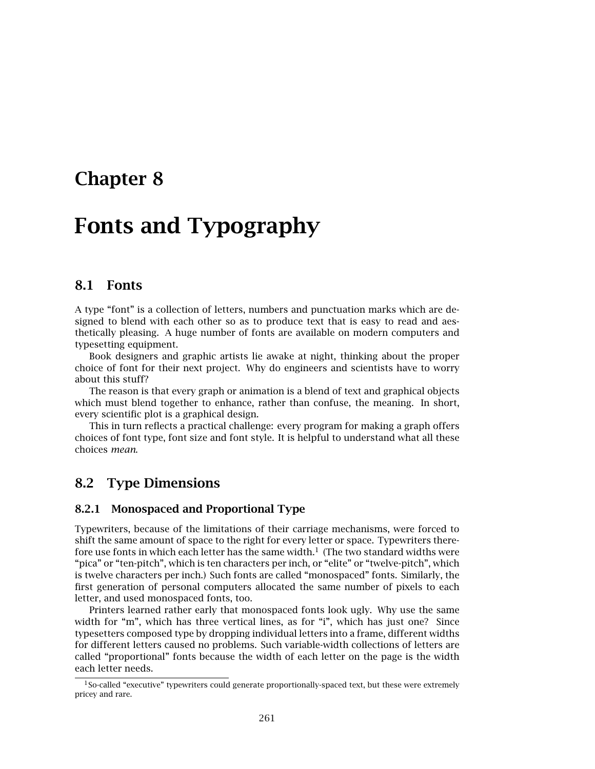# Chapter 8

# Fonts and Typography

## 8.1 Fonts

A type "font" is a collection of letters, numbers and punctuation marks which are designed to blend with each other so as to produce text that is easy to read and aesthetically pleasing. A huge number of fonts are available on modern computers and typesetting equipment.

Book designers and graphic artists lie awake at night, thinking about the proper choice of font for their next project. Why do engineers and scientists have to worry about this stuff?

The reason is that every graph or animation is a blend of text and graphical objects which must blend together to enhance, rather than confuse, the meaning. In short, every scientific plot is a graphical design.

This in turn reflects a practical challenge: every program for making a graph offers choices of font type, font size and font style. It is helpful to understand what all these choices *mean*.

## 8.2 Type Dimensions

### 8.2.1 Monospaced and Proportional Type

Typewriters, because of the limitations of their carriage mechanisms, were forced to shift the same amount of space to the right for every letter or space. Typewriters therefore use fonts in which each letter has the same width.[1] (The two standard widths were "pica" or "ten-pitch", which is ten characters per inch, or "elite" or "twelve-pitch", which is twelve characters per inch.) Such fonts are called "monospaced" fonts. Similarly, the first generation of personal computers allocated the same number of pixels to each letter, and used monospaced fonts, too.

Printers learned rather early that monospaced fonts look ugly. Why use the same width for "m", which has three vertical lines, as for "i", which has just one? Since typesetters composed type by dropping individual letters into a frame, different widths for different letters caused no problems. Such variable-width collections of letters are called "proportional" fonts because the width of each letter on the page is the width each letter needs.

[1] So-called "executive" typewriters could generate proportionally-spaced text, but these were extremely pricey and rare.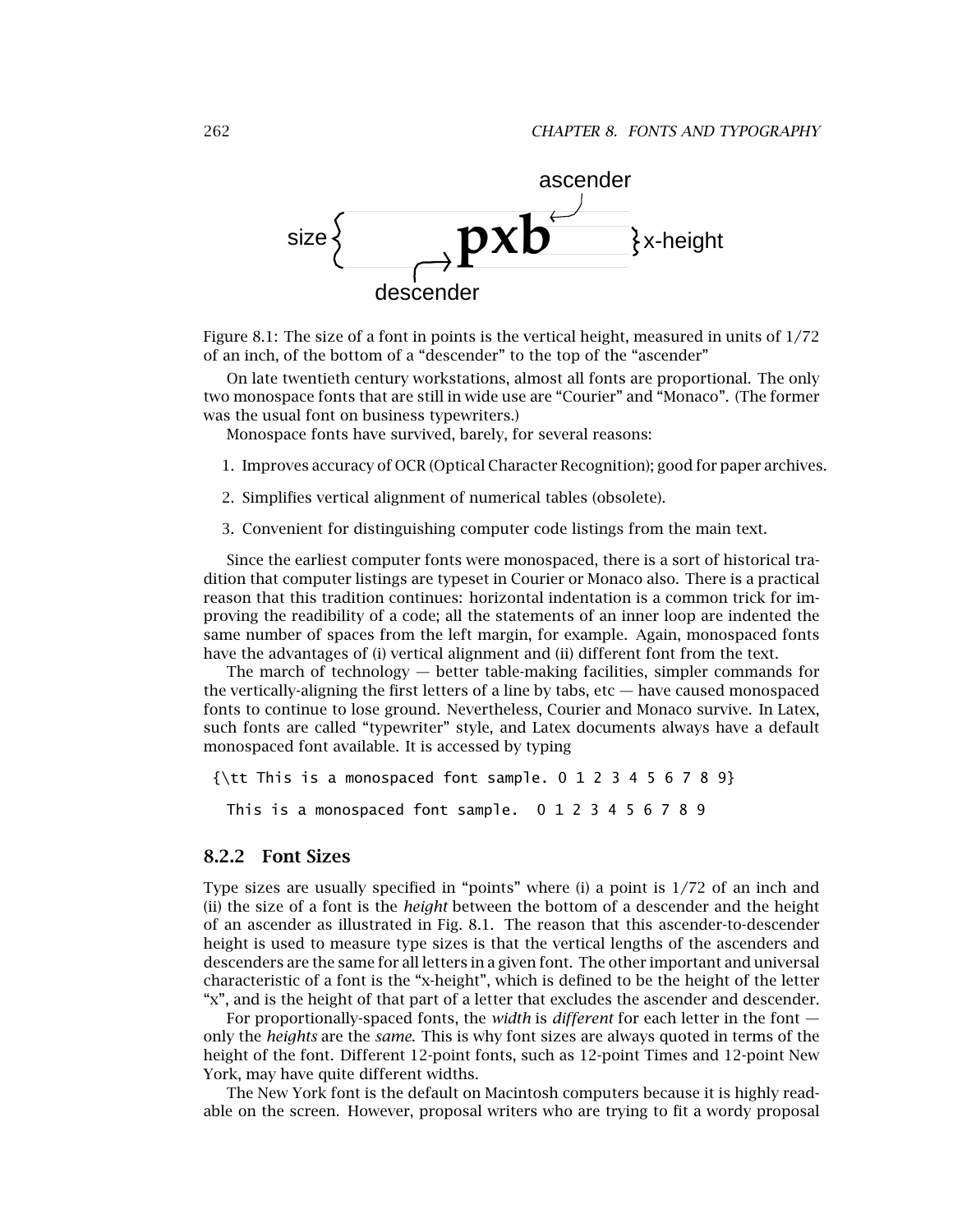Figure 8.1: The size of a font in points is the vertical height, measured in units of 1/72 of an inch, of the bottom of a "descender" to the top of the "ascender"

On late twentieth century workstations, almost all fonts are proportional. The only two monospace fonts that are still in wide use are "Courier" and "Monaco". (The former was the usual font on business typewriters.)

Monospace fonts have survived, barely, for several reasons:

1. Improves accuracy of OCR (Optical Character Recognition); good for paper archives.
2. Simplifies vertical alignment of numerical tables (obsolete).
3. Convenient for distinguishing computer code listings from the main text.

Since the earliest computer fonts were monospaced, there is a sort of historical tradition that computer listings are typeset in Courier or Monaco also. There is a practical reason that this tradition continues: horizontal indentation is a common trick for improving the readibility of a code; all the statements of an inner loop are indented the same number of spaces from the left margin, for example. Again, monospaced fonts have the advantages of (i) vertical alignment and (ii) different font from the text.

The march of technology — better table-making facilities, simpler commands for the vertically-aligning the first letters of a line by tabs, etc — have caused monospaced fonts to continue to lose ground. Nevertheless, Courier and Monaco survive. In Latex, such fonts are called "typewriter" style, and Latex documents always have a default monospaced font available. It is accessed by typing

```
{\tt This is a monospaced font sample. 0 1 2 3 4 5 6 7 8 9}
```

```
This is a monospaced font sample.  0 1 2 3 4 5 6 7 8 9
```

### 8.2.2 Font Sizes

Type sizes are usually specified in "points" where (i) a point is 1/72 of an inch and (ii) the size of a font is the *height* between the bottom of a descender and the height of an ascender as illustrated in Fig. 8.1. The reason that this ascender-to-descender height is used to measure type sizes is that the vertical lengths of the ascenders and descenders are the same for all letters in a given font. The other important and universal characteristic of a font is the "x-height", which is defined to be the height of the letter "x", and is the height of that part of a letter that excludes the ascender and descender.

For proportionally-spaced fonts, the *width* is *different* for each letter in the font — only the *heights* are the *same*. This is why font sizes are always quoted in terms of the height of the font. Different 12-point fonts, such as 12-point Times and 12-point New York, may have quite different widths.

The New York font is the default on Macintosh computers because it is highly readable on the screen. However, proposal writers who are trying to fit a wordy proposal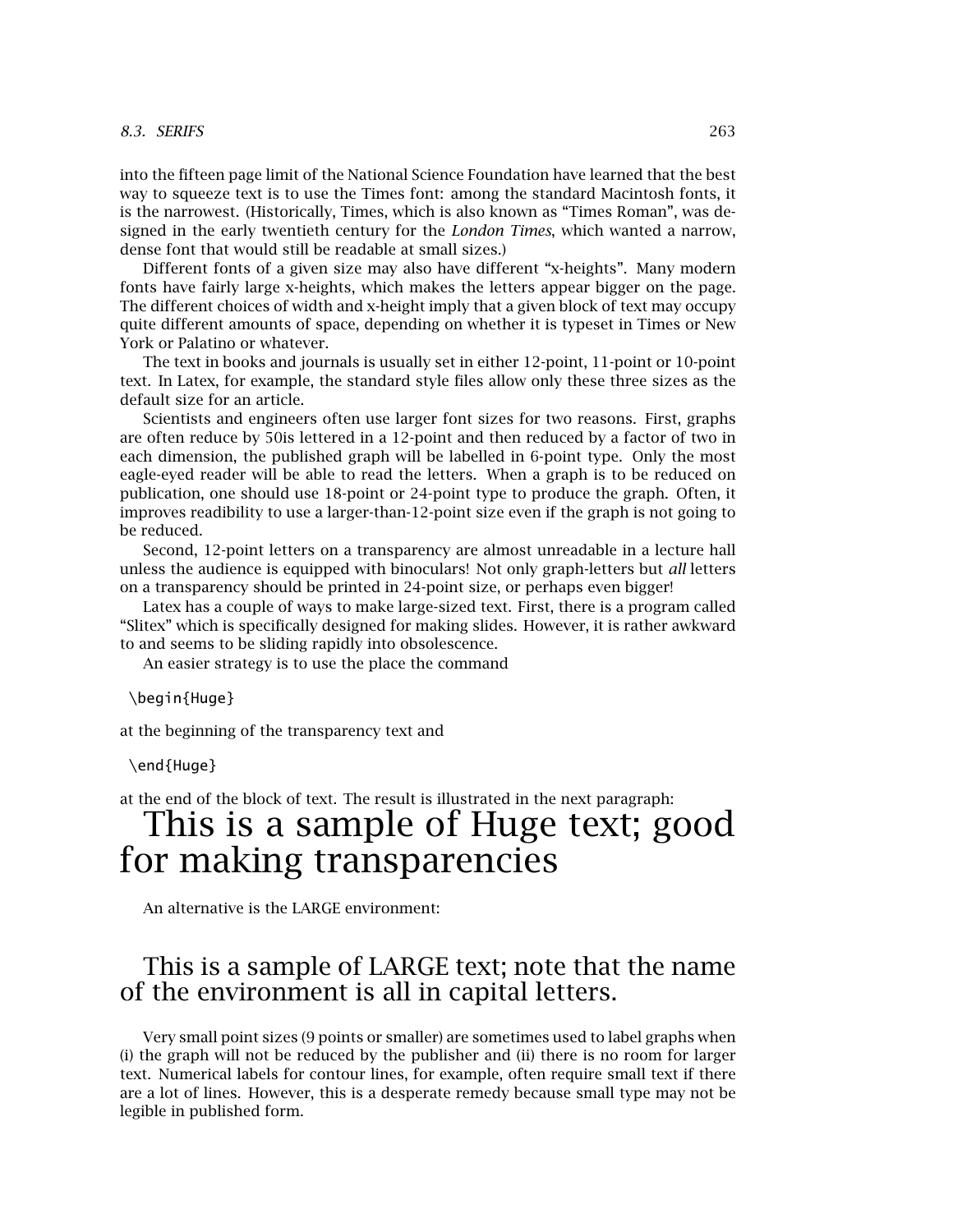into the fifteen page limit of the National Science Foundation have learned that the best way to squeeze text is to use the Times font: among the standard Macintosh fonts, it is the narrowest. (Historically, Times, which is also known as “Times Roman”, was designed in the early twentieth century for the *London Times*, which wanted a narrow, dense font that would still be readable at small sizes.)

Different fonts of a given size may also have different “x-heights”. Many modern fonts have fairly large x-heights, which makes the letters appear bigger on the page. The different choices of width and x-height imply that a given block of text may occupy quite different amounts of space, depending on whether it is typeset in Times or New York or Palatino or whatever.

The text in books and journals is usually set in either 12-point, 11-point or 10-point text. In Latex, for example, the standard style files allow only these three sizes as the default size for an article.

Scientists and engineers often use larger font sizes for two reasons. First, graphs are often reduce by 50is lettered in a 12-point and then reduced by a factor of two in each dimension, the published graph will be labelled in 6-point type. Only the most eagle-eyed reader will be able to read the letters. When a graph is to be reduced on publication, one should use 18-point or 24-point type to produce the graph. Often, it improves readibility to use a larger-than-12-point size even if the graph is not going to be reduced.

Second, 12-point letters on a transparency are almost unreadable in a lecture hall unless the audience is equipped with binoculars! Not only graph-letters but *all* letters on a transparency should be printed in 24-point size, or perhaps even bigger!

Latex has a couple of ways to make large-sized text. First, there is a program called “Slitex” which is specifically designed for making slides. However, it is rather awkward to and seems to be sliding rapidly into obsolescence.

An easier strategy is to use the place the command

```
\begin{Huge}
```

at the beginning of the transparency text and

```
\end{Huge}
```

at the end of the block of text. The result is illustrated in the next paragraph:

# This is a sample of Huge text; good for making transparencies

An alternative is the LARGE environment:

## This is a sample of LARGE text; note that the name of the environment is all in capital letters.

Very small point sizes (9 points or smaller) are sometimes used to label graphs when (i) the graph will not be reduced by the publisher and (ii) there is no room for larger text. Numerical labels for contour lines, for example, often require small text if there are a lot of lines. However, this is a desperate remedy because small type may not be legible in published form.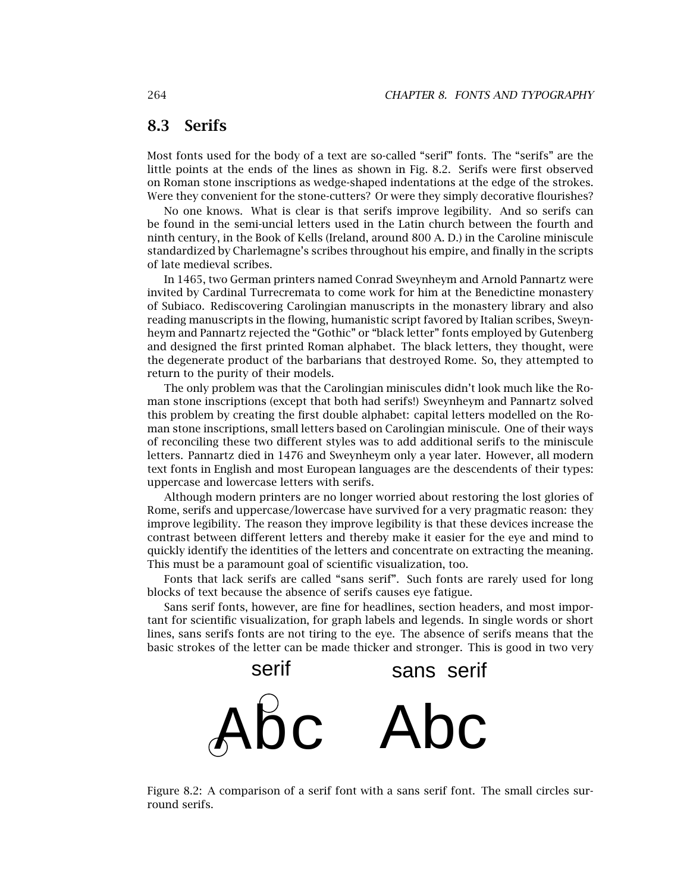## 8.3 Serifs

Most fonts used for the body of a text are so-called “serif” fonts. The “serifs” are the little points at the ends of the lines as shown in Fig. 8.2. Serifs were first observed on Roman stone inscriptions as wedge-shaped indentations at the edge of the strokes. Were they convenient for the stone-cutters? Or were they simply decorative flourishes?

No one knows. What is clear is that serifs improve legibility. And so serifs can be found in the semi-uncial letters used in the Latin church between the fourth and ninth century, in the Book of Kells (Ireland, around 800 A. D.) in the Caroline miniscule standardized by Charlemagne’s scribes throughout his empire, and finally in the scripts of late medieval scribes.

In 1465, two German printers named Conrad Sweynheym and Arnold Pannartz were invited by Cardinal Turrecremata to come work for him at the Benedictine monastery of Subiaco. Rediscovering Carolingian manuscripts in the monastery library and also reading manuscripts in the flowing, humanistic script favored by Italian scribes, Sweynheym and Pannartz rejected the “Gothic” or “black letter” fonts employed by Gutenberg and designed the first printed Roman alphabet. The black letters, they thought, were the degenerate product of the barbarians that destroyed Rome. So, they attempted to return to the purity of their models.

The only problem was that the Carolingian miniscules didn’t look much like the Roman stone inscriptions (except that both had serifs!) Sweynheym and Pannartz solved this problem by creating the first double alphabet: capital letters modelled on the Roman stone inscriptions, small letters based on Carolingian miniscule. One of their ways of reconciling these two different styles was to add additional serifs to the miniscule letters. Pannartz died in 1476 and Sweynheym only a year later. However, all modern text fonts in English and most European languages are the descendents of their types: uppercase and lowercase letters with serifs.

Although modern printers are no longer worried about restoring the lost glories of Rome, serifs and uppercase/lowercase have survived for a very pragmatic reason: they improve legibility. The reason they improve legibility is that these devices increase the contrast between different letters and thereby make it easier for the eye and mind to quickly identify the identities of the letters and concentrate on extracting the meaning. This must be a paramount goal of scientific visualization, too.

Fonts that lack serifs are called “sans serif”. Such fonts are rarely used for long blocks of text because the absence of serifs causes eye fatigue.

Sans serif fonts, however, are fine for headlines, section headers, and most important for scientific visualization, for graph labels and legends. In single words or short lines, sans serifs fonts are not tiring to the eye. The absence of serifs means that the basic strokes of the letter can be made thicker and stronger. This is good in two very

serif sans serif

Abc Abc

Figure 8.2: A comparison of a serif font with a sans serif font. The small circles surround serifs.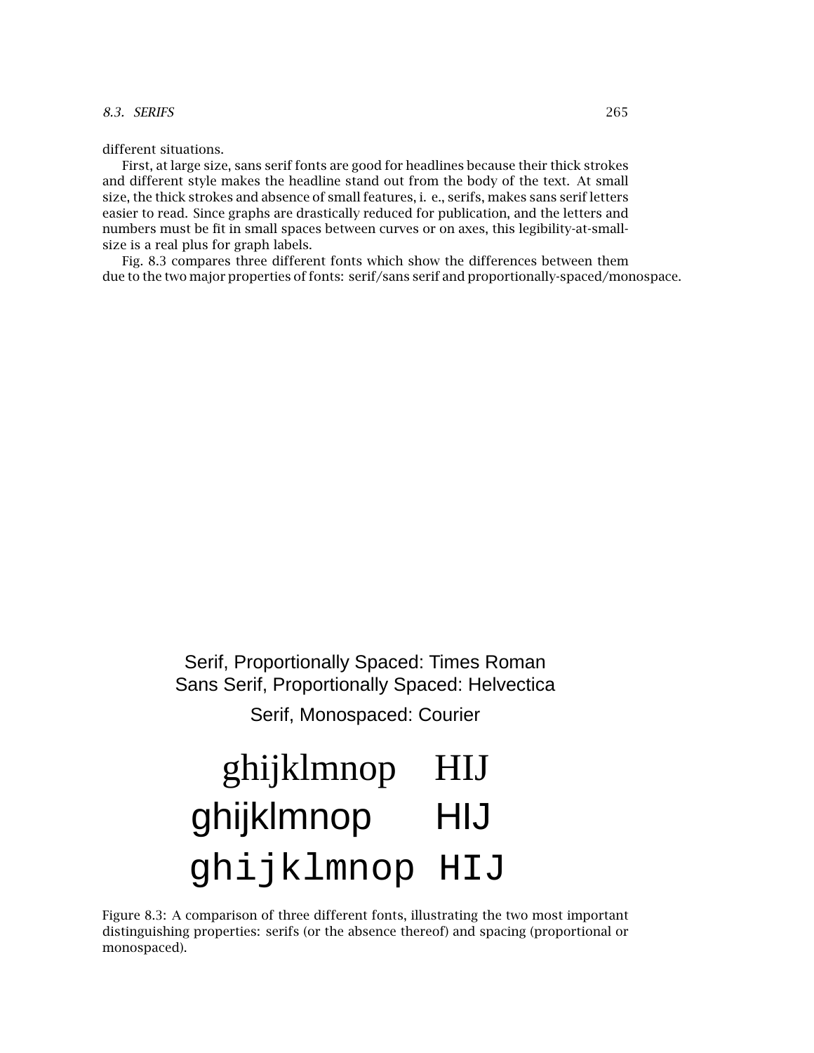different situations.

First, at large size, sans serif fonts are good for headlines because their thick strokes and different style makes the headline stand out from the body of the text. At small size, the thick strokes and absence of small features, i. e., serifs, makes sans serif letters easier to read. Since graphs are drastically reduced for publication, and the letters and numbers must be fit in small spaces between curves or on axes, this legibility-at-small-size is a real plus for graph labels.

Fig. 8.3 compares three different fonts which show the differences between them due to the two major properties of fonts: serif/sans serif and proportionally-spaced/monospace.

Serif, Proportionally Spaced: Times Roman
Sans Serif, Proportionally Spaced: Helvectica
Serif, Monospaced: Courier

ghijklmnop HIJ
ghijklmnop HIJ
ghijklmnop HIJ

Figure 8.3: A comparison of three different fonts, illustrating the two most important distinguishing properties: serifs (or the absence thereof) and spacing (proportional or monospaced).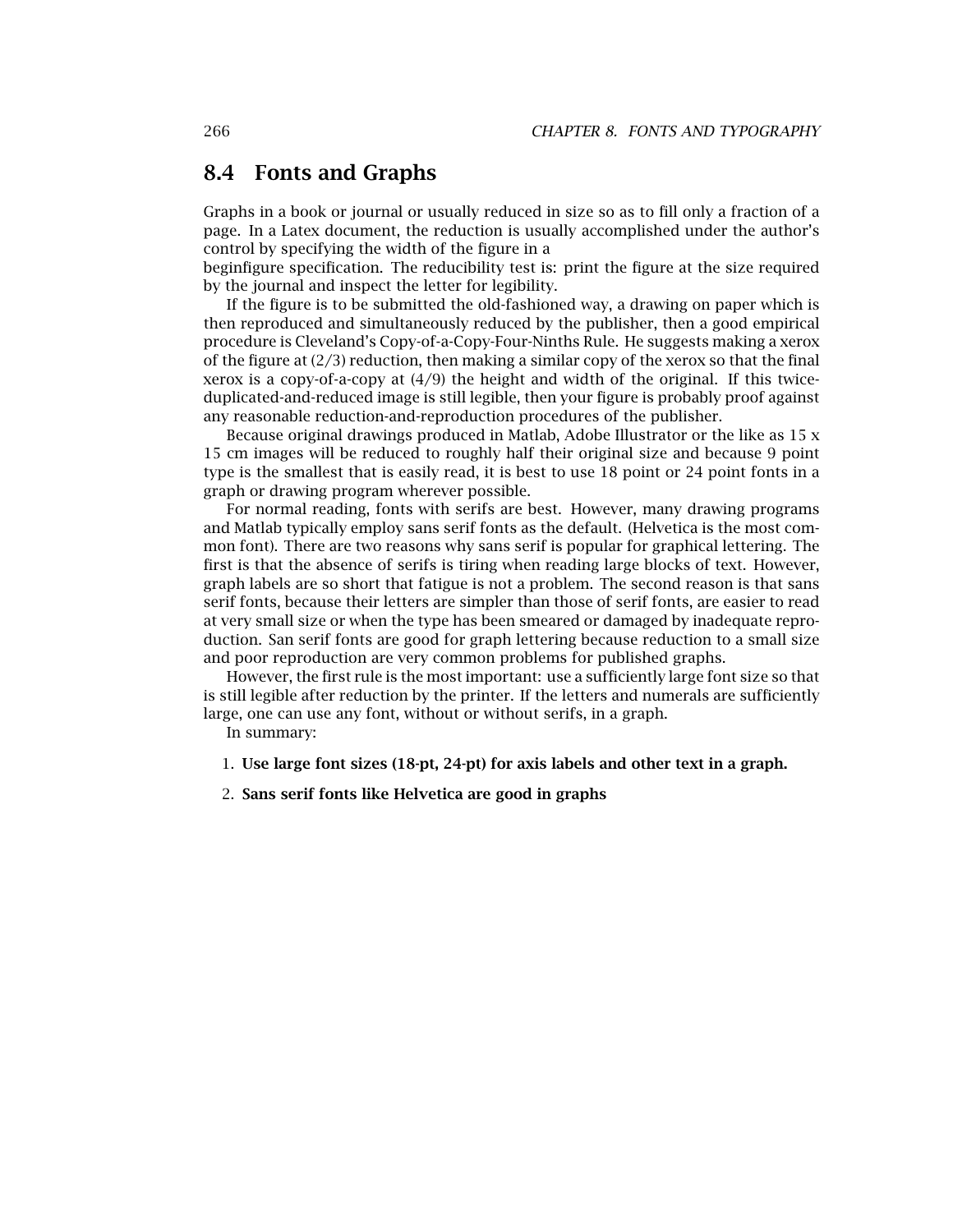## 8.4 Fonts and Graphs

Graphs in a book or journal or usually reduced in size so as to fill only a fraction of a page. In a Latex document, the reduction is usually accomplished under the author's control by specifying the width of the figure in a
beginfigure specification. The reducibility test is: print the figure at the size required by the journal and inspect the letter for legibility.

If the figure is to be submitted the old-fashioned way, a drawing on paper which is then reproduced and simultaneously reduced by the publisher, then a good empirical procedure is Cleveland's Copy-of-a-Copy-Four-Ninths Rule. He suggests making a xerox of the figure at (2/3) reduction, then making a similar copy of the xerox so that the final xerox is a copy-of-a-copy at (4/9) the height and width of the original. If this twice-duplicated-and-reduced image is still legible, then your figure is probably proof against any reasonable reduction-and-reproduction procedures of the publisher.

Because original drawings produced in Matlab, Adobe Illustrator or the like as 15 x 15 cm images will be reduced to roughly half their original size and because 9 point type is the smallest that is easily read, it is best to use 18 point or 24 point fonts in a graph or drawing program wherever possible.

For normal reading, fonts with serifs are best. However, many drawing programs and Matlab typically employ sans serif fonts as the default. (Helvetica is the most common font). There are two reasons why sans serif is popular for graphical lettering. The first is that the absence of serifs is tiring when reading large blocks of text. However, graph labels are so short that fatigue is not a problem. The second reason is that sans serif fonts, because their letters are simpler than those of serif fonts, are easier to read at very small size or when the type has been smeared or damaged by inadequate reproduction. San serif fonts are good for graph lettering because reduction to a small size and poor reproduction are very common problems for published graphs.

However, the first rule is the most important: use a sufficiently large font size so that is still legible after reduction by the printer. If the letters and numerals are sufficiently large, one can use any font, without or without serifs, in a graph.

In summary:

1. **Use large font sizes (18-pt, 24-pt) for axis labels and other text in a graph.**
2. **Sans serif fonts like Helvetica are good in graphs**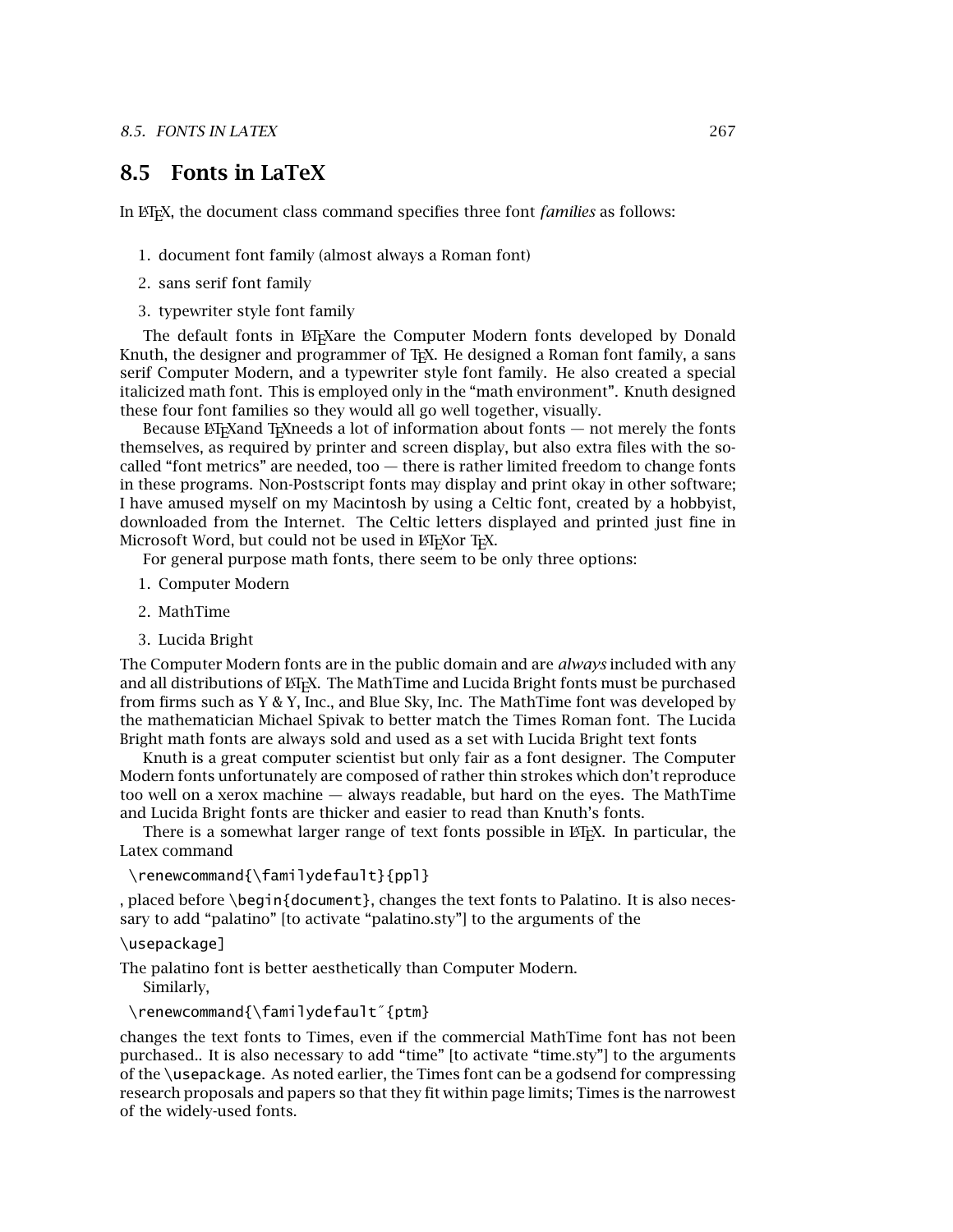## 8.5 Fonts in LaTeX

In LaTeX, the document class command specifies three font *families* as follows:

1. document font family (almost always a Roman font)
2. sans serif font family
3. typewriter style font family

The default fonts in LaTeXare the Computer Modern fonts developed by Donald Knuth, the designer and programmer of TeX. He designed a Roman font family, a sans serif Computer Modern, and a typewriter style font family. He also created a special italicized math font. This is employed only in the "math environment". Knuth designed these four font families so they would all go well together, visually.

Because LaTeXand TeXneeds a lot of information about fonts — not merely the fonts themselves, as required by printer and screen display, but also extra files with the so-called "font metrics" are needed, too — there is rather limited freedom to change fonts in these programs. Non-Postscript fonts may display and print okay in other software; I have amused myself on my Macintosh by using a Celtic font, created by a hobbyist, downloaded from the Internet. The Celtic letters displayed and printed just fine in Microsoft Word, but could not be used in LaTeXor TeX.

For general purpose math fonts, there seem to be only three options:

1. Computer Modern
2. MathTime
3. Lucida Bright

The Computer Modern fonts are in the public domain and are *always* included with any and all distributions of LaTeX. The MathTime and Lucida Bright fonts must be purchased from firms such as Y & Y, Inc., and Blue Sky, Inc. The MathTime font was developed by the mathematician Michael Spivak to better match the Times Roman font. The Lucida Bright math fonts are always sold and used as a set with Lucida Bright text fonts

Knuth is a great computer scientist but only fair as a font designer. The Computer Modern fonts unfortunately are composed of rather thin strokes which don't reproduce too well on a xerox machine — always readable, but hard on the eyes. The MathTime and Lucida Bright fonts are thicker and easier to read than Knuth's fonts.

There is a somewhat larger range of text fonts possible in LaTeX. In particular, the Latex command

```
\renewcommand{\familydefault}{ppl}
```

, placed before `\begin{document}`, changes the text fonts to Palatino. It is also necessary to add "palatino" [to activate "palatino.sty"] to the arguments of the

```
\usepackage]
```

The palatino font is better aesthetically than Computer Modern.

Similarly,

```
\renewcommand{\familydefault˝{ptm}
```

changes the text fonts to Times, even if the commercial MathTime font has not been purchased.. It is also necessary to add "time" [to activate "time.sty"] to the arguments of the `\usepackage`. As noted earlier, the Times font can be a godsend for compressing research proposals and papers so that they fit within page limits; Times is the narrowest of the widely-used fonts.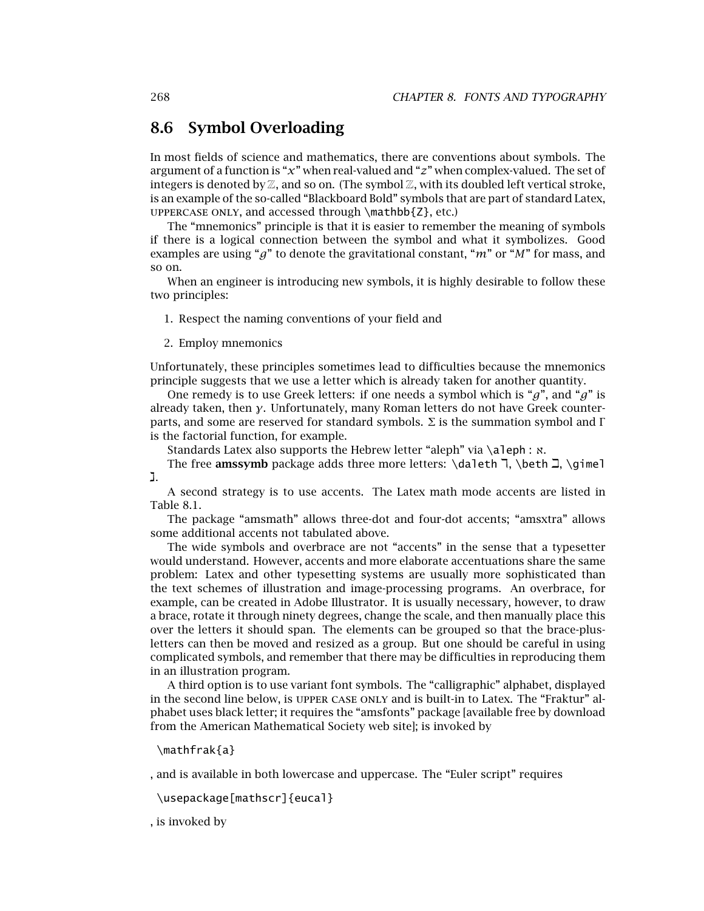## 8.6 Symbol Overloading

In most fields of science and mathematics, there are conventions about symbols. The argument of a function is "$x$" when real-valued and "$z$" when complex-valued. The set of integers is denoted by $\mathbb{Z}$, and so on. (The symbol $\mathbb{Z}$, with its doubled left vertical stroke, is an example of the so-called "Blackboard Bold" symbols that are part of standard Latex, UPPERCASE ONLY, and accessed through `\mathbb{Z}`, etc.)

The "mnemonics" principle is that it is easier to remember the meaning of symbols if there is a logical connection between the symbol and what it symbolizes. Good examples are using "$g$" to denote the gravitational constant, "$m$" or "$M$" for mass, and so on.

When an engineer is introducing new symbols, it is highly desirable to follow these two principles:

1. Respect the naming conventions of your field and
2. Employ mnemonics

Unfortunately, these principles sometimes lead to difficulties because the mnemonics principle suggests that we use a letter which is already taken for another quantity.

One remedy is to use Greek letters: if one needs a symbol which is "$g$", and "$g$" is already taken, then $\gamma$. Unfortunately, many Roman letters do not have Greek counterparts, and some are reserved for standard symbols. $\Sigma$ is the summation symbol and $\Gamma$ is the factorial function, for example.

Standards Latex also supports the Hebrew letter "aleph" via `\aleph` : $\aleph$.

The free **amssymb** package adds three more letters: `\daleth` $\daleth$, `\beth` $\beth$, `\gimel` $\gimel$.

A second strategy is to use accents. The Latex math mode accents are listed in Table 8.1.

The package "amsmath" allows three-dot and four-dot accents; "amsxtra" allows some additional accents not tabulated above.

The wide symbols and overbrace are not "accents" in the sense that a typesetter would understand. However, accents and more elaborate accentuations share the same problem: Latex and other typesetting systems are usually more sophisticated than the text schemes of illustration and image-processing programs. An overbrace, for example, can be created in Adobe Illustrator. It is usually necessary, however, to draw a brace, rotate it through ninety degrees, change the scale, and then manually place this over the letters it should span. The elements can be grouped so that the brace-plus-letters can then be moved and resized as a group. But one should be careful in using complicated symbols, and remember that there may be difficulties in reproducing them in an illustration program.

A third option is to use variant font symbols. The "calligraphic" alphabet, displayed in the second line below, is UPPER CASE ONLY and is built-in to Latex. The "Fraktur" alphabet uses black letter; it requires the "amsfonts" package [available free by download from the American Mathematical Society web site]; is invoked by

```
\mathfrak{a}
```

, and is available in both lowercase and uppercase. The "Euler script" requires

```
\usepackage[mathscr]{eucal}
```

, is invoked by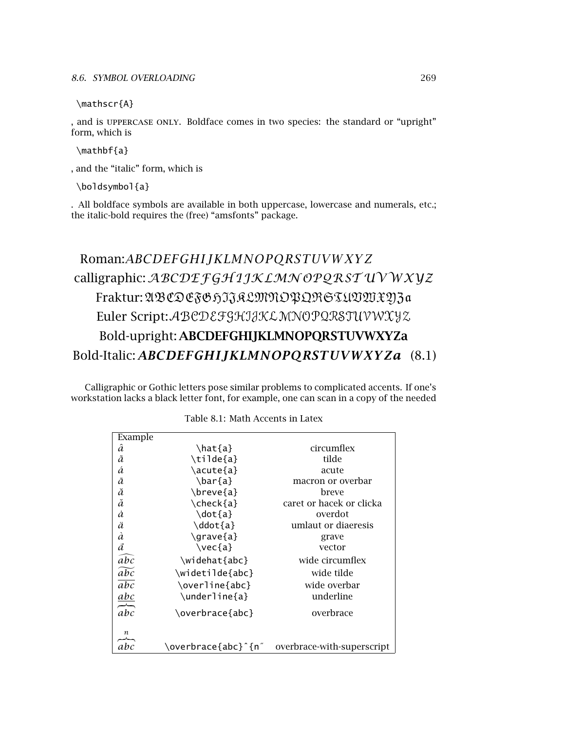```
\mathscr{A}
```

, and is UPPERCASE ONLY. Boldface comes in two species: the standard or "upright" form, which is

```
\mathbf{a}
```

, and the "italic" form, which is

```
\boldsymbol{a}
```

. All boldface symbols are available in both uppercase, lowercase and numerals, etc.; the italic-bold requires the (free) "amsfonts" package.

$$
\begin{gathered}
\text{Roman:} ABCDEFGHIJKLMNOPQRSTUVWXYZ \\
\text{calligraphic:} \mathcal{ABCDEFGHIJKLMNOPQRSTUVWXYZ} \\
\text{Fraktur:} \mathfrak{ABCDEFGHIJKLMNOPQRSTUVWXYZa} \\
\text{Euler Script:} \mathscr{ABCDEFGHIJKLMNOPQRSTUVWXYZ} \\
\text{Bold-upright:} \mathbf{ABCDEFGHIJKLMNOPQRSTUVWXYZa} \\
\text{Bold-Italic:} \boldsymbol{ABCDEFGHIJKLMNOPQRSTUVWXYZa}
\end{gathered} \tag{8.1}
$$

Calligraphic or Gothic letters pose similar problems to complicated accents. If one's workstation lacks a black letter font, for example, one can scan in a copy of the needed

Table 8.1: Math Accents in Latex

| Example | | |
|---|---|---|
| $\hat{a}$ | `\hat{a}` | circumflex |
| $\tilde{a}$ | `\tilde{a}` | tilde |
| $\acute{a}$ | `\acute{a}` | acute |
| $\bar{a}$ | `\bar{a}` | macron or overbar |
| $\breve{a}$ | `\breve{a}` | breve |
| $\check{a}$ | `\check{a}` | caret or hacek or clicka |
| $\dot{a}$ | `\dot{a}` | overdot |
| $\ddot{a}$ | `\ddot{a}` | umlaut or diaeresis |
| $\grave{a}$ | `\grave{a}` | grave |
| $\vec{a}$ | `\vec{a}` | vector |
| $\widehat{abc}$ | `\widehat{abc}` | wide circumflex |
| $\widetilde{abc}$ | `\widetilde{abc}` | wide tilde |
| $\overline{abc}$ | `\overline{abc}` | wide overbar |
| $\underline{abc}$ | `\underline{a}` | underline |
| $\overbrace{abc}$ | `\overbrace{abc}` | overbrace |
| $\overbrace{abc}^{n}$ | `\overbrace{abc}^{n˝` | overbrace-with-superscript |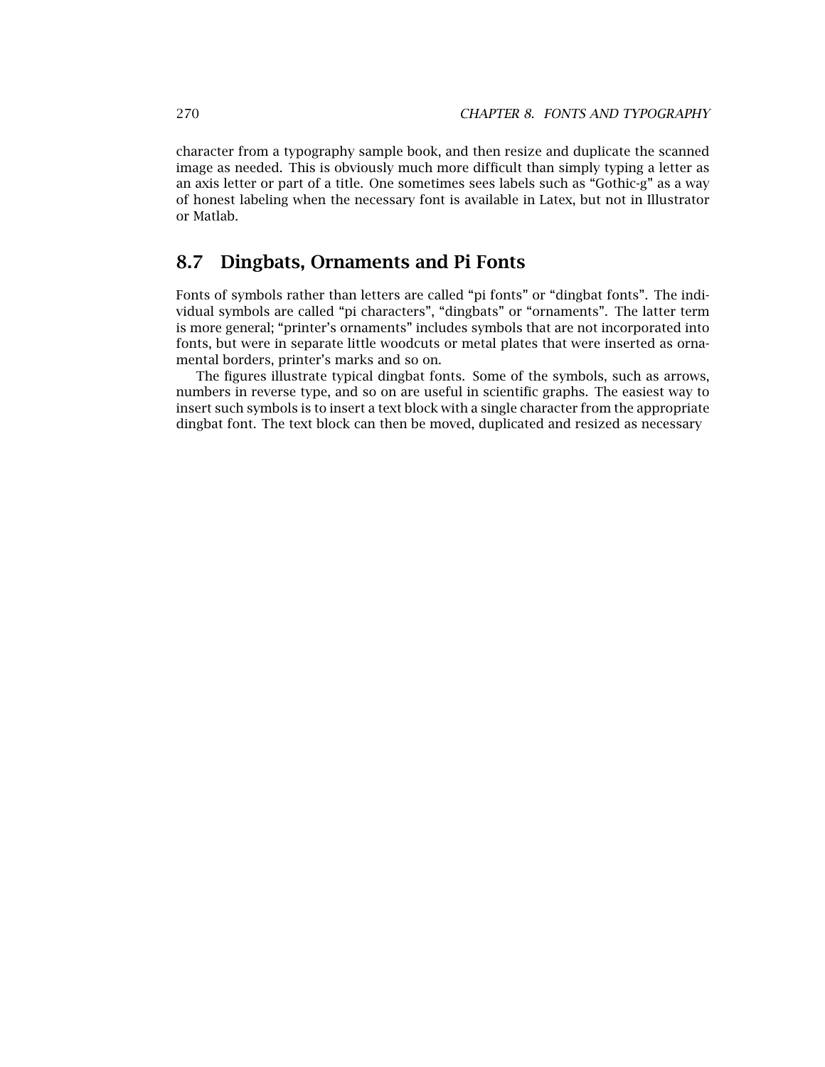character from a typography sample book, and then resize and duplicate the scanned image as needed. This is obviously much more difficult than simply typing a letter as an axis letter or part of a title. One sometimes sees labels such as "Gothic-g" as a way of honest labeling when the necessary font is available in Latex, but not in Illustrator or Matlab.

## 8.7 Dingbats, Ornaments and Pi Fonts

Fonts of symbols rather than letters are called "pi fonts" or "dingbat fonts". The individual symbols are called "pi characters", "dingbats" or "ornaments". The latter term is more general; "printer's ornaments" includes symbols that are not incorporated into fonts, but were in separate little woodcuts or metal plates that were inserted as ornamental borders, printer's marks and so on.

The figures illustrate typical dingbat fonts. Some of the symbols, such as arrows, numbers in reverse type, and so on are useful in scientific graphs. The easiest way to insert such symbols is to insert a text block with a single character from the appropriate dingbat font. The text block can then be moved, duplicated and resized as necessary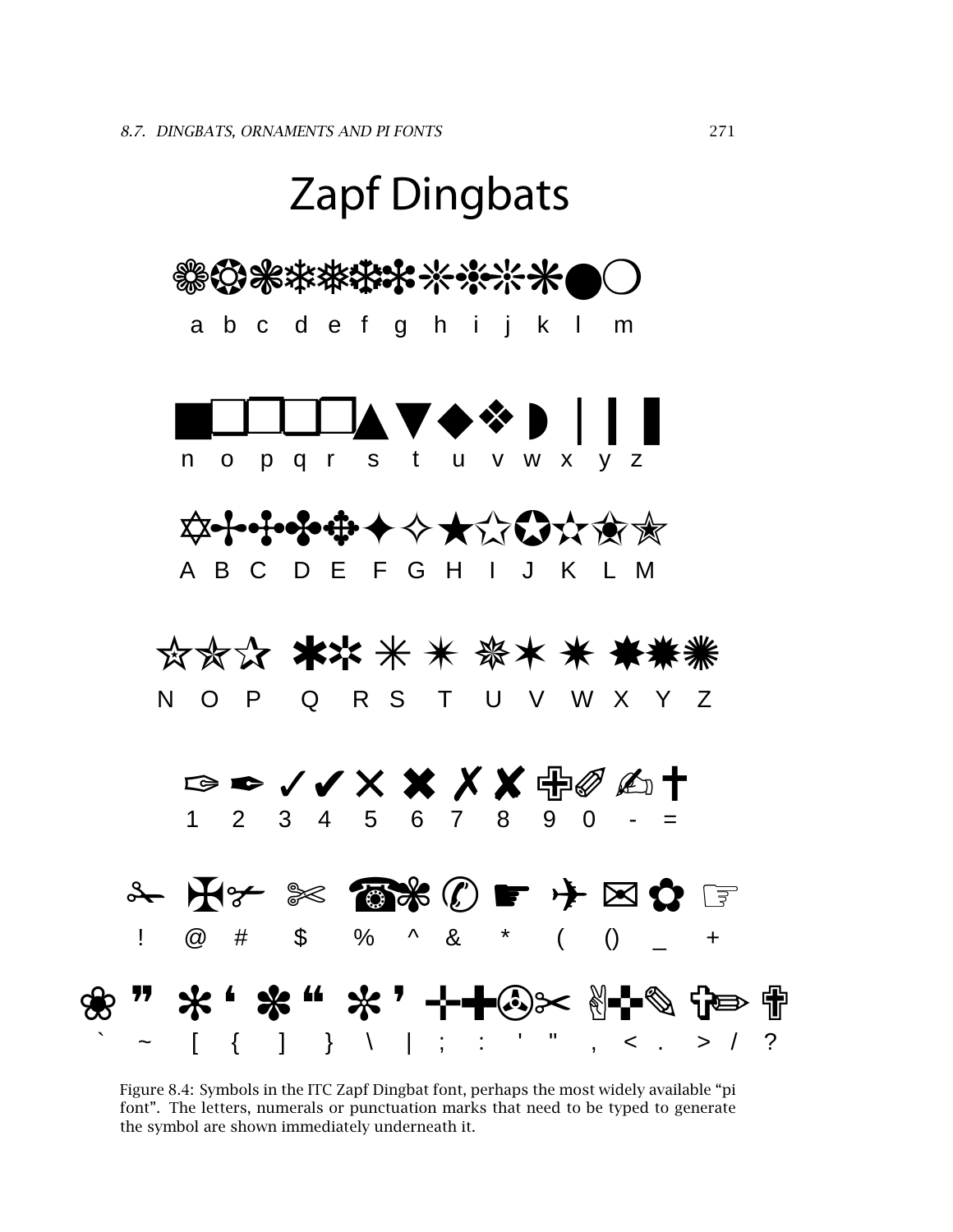# Zapf Dingbats

a b c d e f g h i j k l m

n o p q r s t u v w x y z

A B C D E F G H I J K L M

N O P Q R S T U V W X Y Z

1 2 3 4 5 6 7 8 9 0 - =

! @ # $ % ^ & * ( () _ +

` ~ [ { ] } \ | ; : ' " , < . > / ?

Figure 8.4: Symbols in the ITC Zapf Dingbat font, perhaps the most widely available "pi font". The letters, numerals or punctuation marks that need to be typed to generate the symbol are shown immediately underneath it.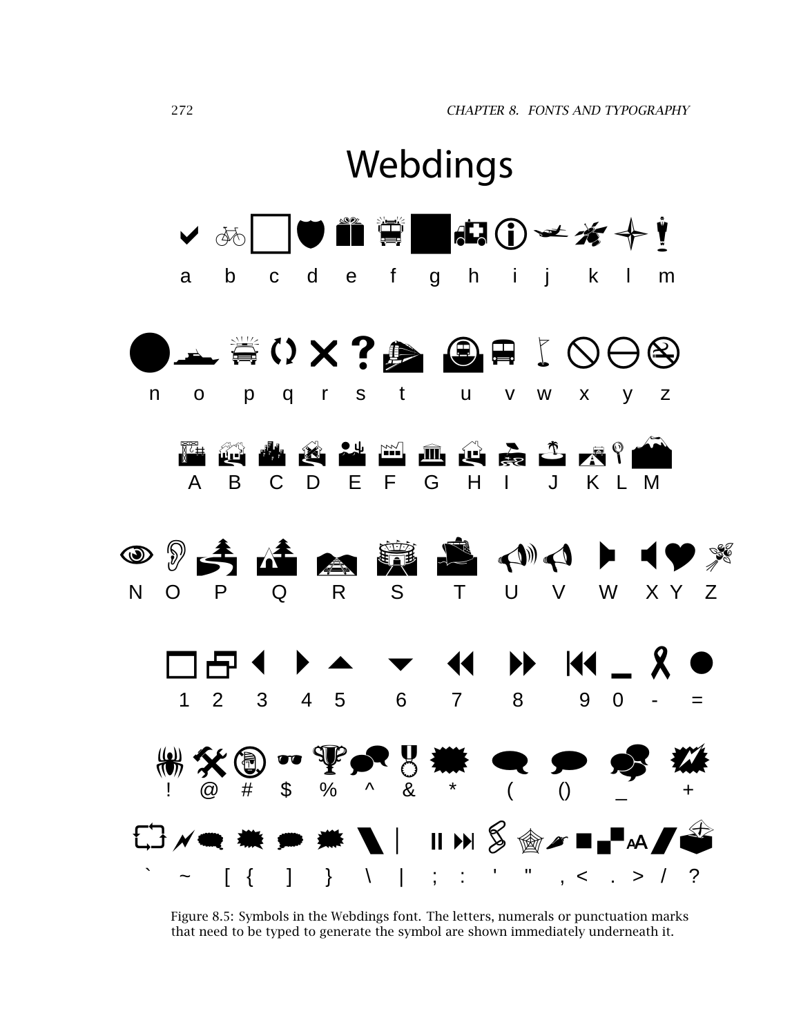# Webdings

a b c d e f g h i j k l m

n o p q r s t u v w x y z

A B C D E F G H I J K L M

N O P Q R S T U V W X Y Z

1 2 3 4 5 6 7 8 9 0 - =

! @ # $ % ^ & * ( () _ +

` ~ [ { ] } \ | ; : ' " , < . > / ?

Figure 8.5: Symbols in the Webdings font. The letters, numerals or punctuation marks that need to be typed to generate the symbol are shown immediately underneath it.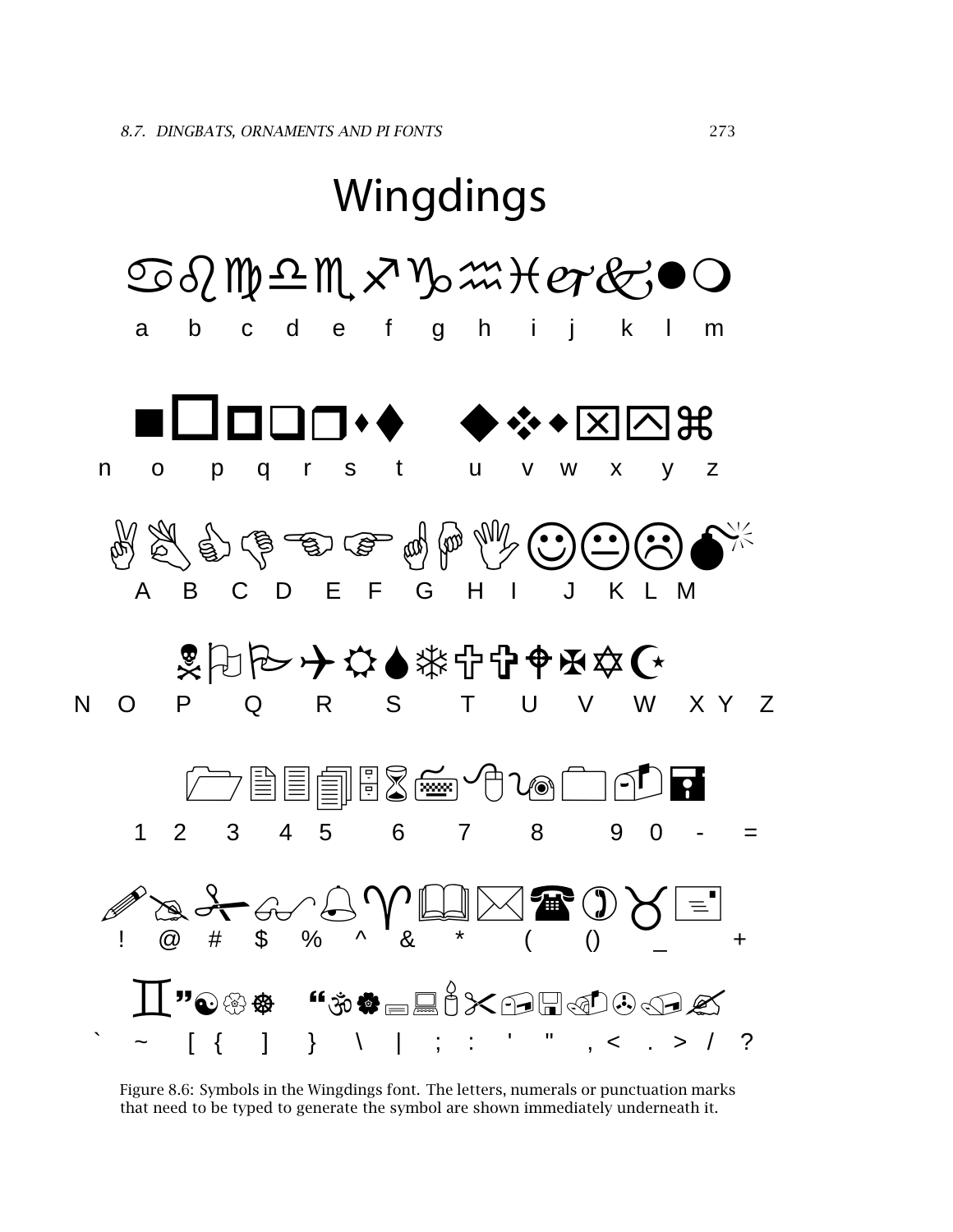# Wingdings

♋♌♍♎♏♐♑♒♓&#x1F670;&#x1F675;●❍

a b c d e f g h i j k l m

■□◘❑❒⬧⧫ ◆❖⬥⌧⍓⌘

n o p q r s t u v w x y z

✌👌👍👎☜☞☝☟✋☺😐☹💣

A B C D E F G H I J K L M

☠⚐🏱✈☼💧❄🕆✞🕈✠✡☪

N O P Q R S T U V W X Y Z

📂📄🗏🗐🗄⌛🖮🖰🖲🗀📫🖫

1 2 3 4 5 6 7 8 9 0 - =

✏✍✂👓🕭♈🕮🖂☎✆♉🖃

! @ # $ % ^ & * ( () _ +

♊”☯🏵☸ “🕉🏵🖴🖳🕯✂🖃🖫🖂🖸🖄🖎

` ~ [ { ] } \ | ; : ' " , < . > / ?

Figure 8.6: Symbols in the Wingdings font. The letters, numerals or punctuation marks that need to be typed to generate the symbol are shown immediately underneath it.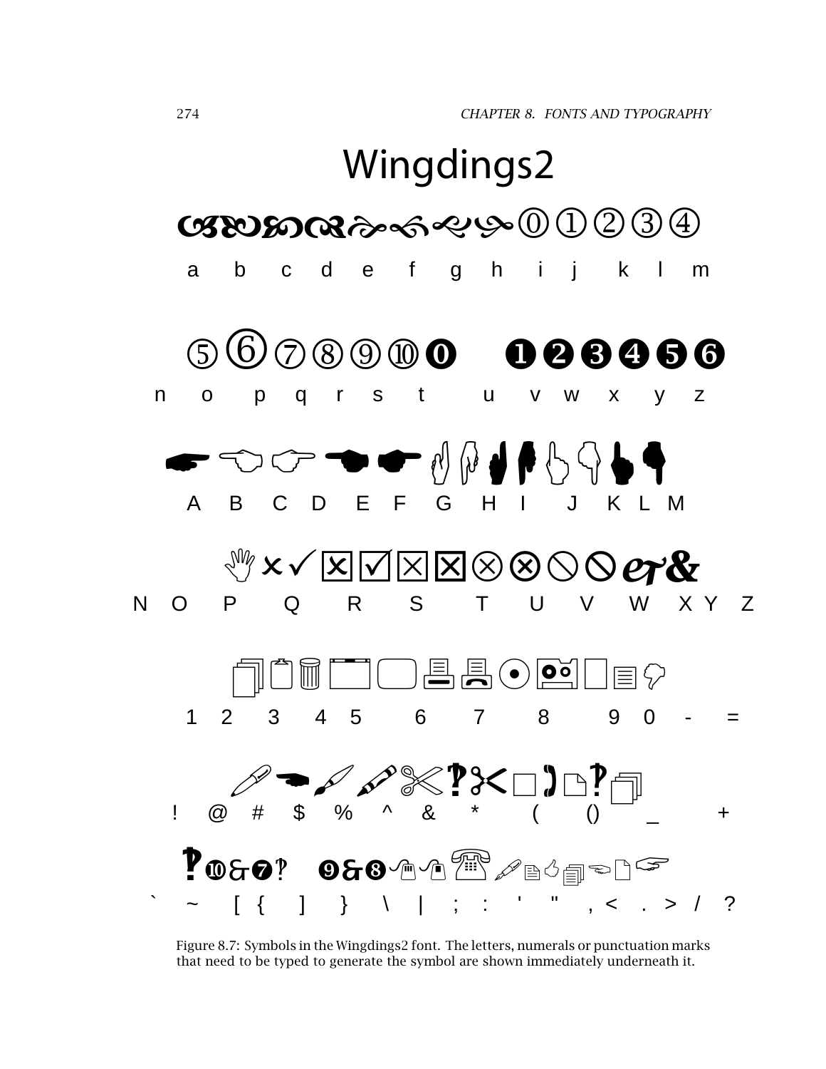# Wingdings2

a b c d e f g h i j k l m

n o p q r s t u v w x y z

A B C D E F G H I J K L M

N O P Q R S T U V W X Y Z

1 2 3 4 5 6 7 8 9 0 - =

! @ # $ % ^ & * ( () _ +

` ~ [ { ] } \ | ; : ' " , < . > / ?

Figure 8.7: Symbols in the Wingdings2 font. The letters, numerals or punctuation marks that need to be typed to generate the symbol are shown immediately underneath it.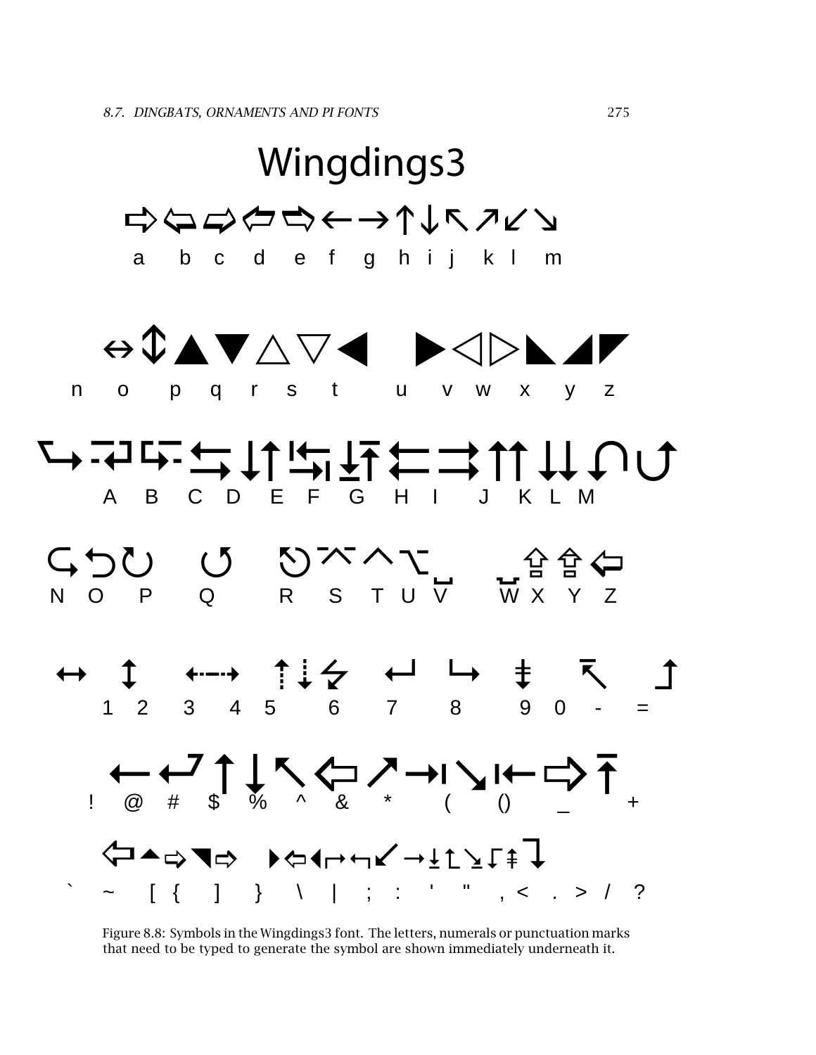# Wingdings3

⇨ ⇦ ⇨ ⇦ ⇨ ← → ↑ ↓ ↖ ↗ ↙ ↘

a b c d e f g h i j k l m

⇹ ⇳ ▲ ▼ △ ▽ ◀ ▶ ◁ ▷ ◣ ◢ ◤

n o p q r s t u v w x y z

A B C D E F G H I J K L M

N O P Q R S T U V W X Y Z

1 2 3 4 5 6 7 8 9 0 - =

! @ # $ % ^ & * ( () _ +

` ~ [ { ] } \ | ; : ' " , < . > / ?

Figure 8.8: Symbols in the Wingdings3 font. The letters, numerals or punctuation marks that need to be typed to generate the symbol are shown immediately underneath it.